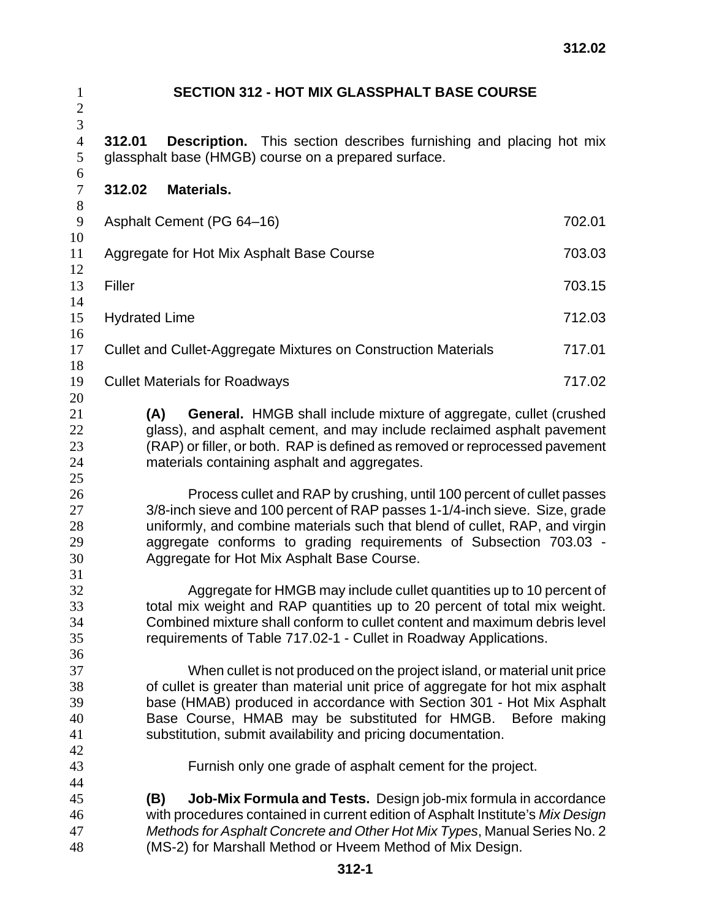# SECTION 312 - HOT MIX GLASSPHALT BASE COURSE

**312.01 Description.** This section describes furnishing and placing hot mix glassphalt base (HMGB) course on a prepared surface.

**312.02 Materials.**

| | |
|---|---|
| Asphalt Cement (PG 64–16) | 702.01 |
| Aggregate for Hot Mix Asphalt Base Course | 703.03 |
| Filler | 703.15 |
| Hydrated Lime | 712.03 |
| Cullet and Cullet-Aggregate Mixtures on Construction Materials | 717.01 |
| Cullet Materials for Roadways | 717.02 |

**(A) General.** HMGB shall include mixture of aggregate, cullet (crushed glass), and asphalt cement, and may include reclaimed asphalt pavement (RAP) or filler, or both. RAP is defined as removed or reprocessed pavement materials containing asphalt and aggregates.

Process cullet and RAP by crushing, until 100 percent of cullet passes 3/8-inch sieve and 100 percent of RAP passes 1-1/4-inch sieve. Size, grade uniformly, and combine materials such that blend of cullet, RAP, and virgin aggregate conforms to grading requirements of Subsection 703.03 - Aggregate for Hot Mix Asphalt Base Course.

Aggregate for HMGB may include cullet quantities up to 10 percent of total mix weight and RAP quantities up to 20 percent of total mix weight. Combined mixture shall conform to cullet content and maximum debris level requirements of Table 717.02-1 - Cullet in Roadway Applications.

When cullet is not produced on the project island, or material unit price of cullet is greater than material unit price of aggregate for hot mix asphalt base (HMAB) produced in accordance with Section 301 - Hot Mix Asphalt Base Course, HMAB may be substituted for HMGB. Before making substitution, submit availability and pricing documentation.

Furnish only one grade of asphalt cement for the project.

**(B) Job-Mix Formula and Tests.** Design job-mix formula in accordance with procedures contained in current edition of Asphalt Institute's *Mix Design Methods for Asphalt Concrete and Other Hot Mix Types*, Manual Series No. 2 (MS-2) for Marshall Method or Hveem Method of Mix Design.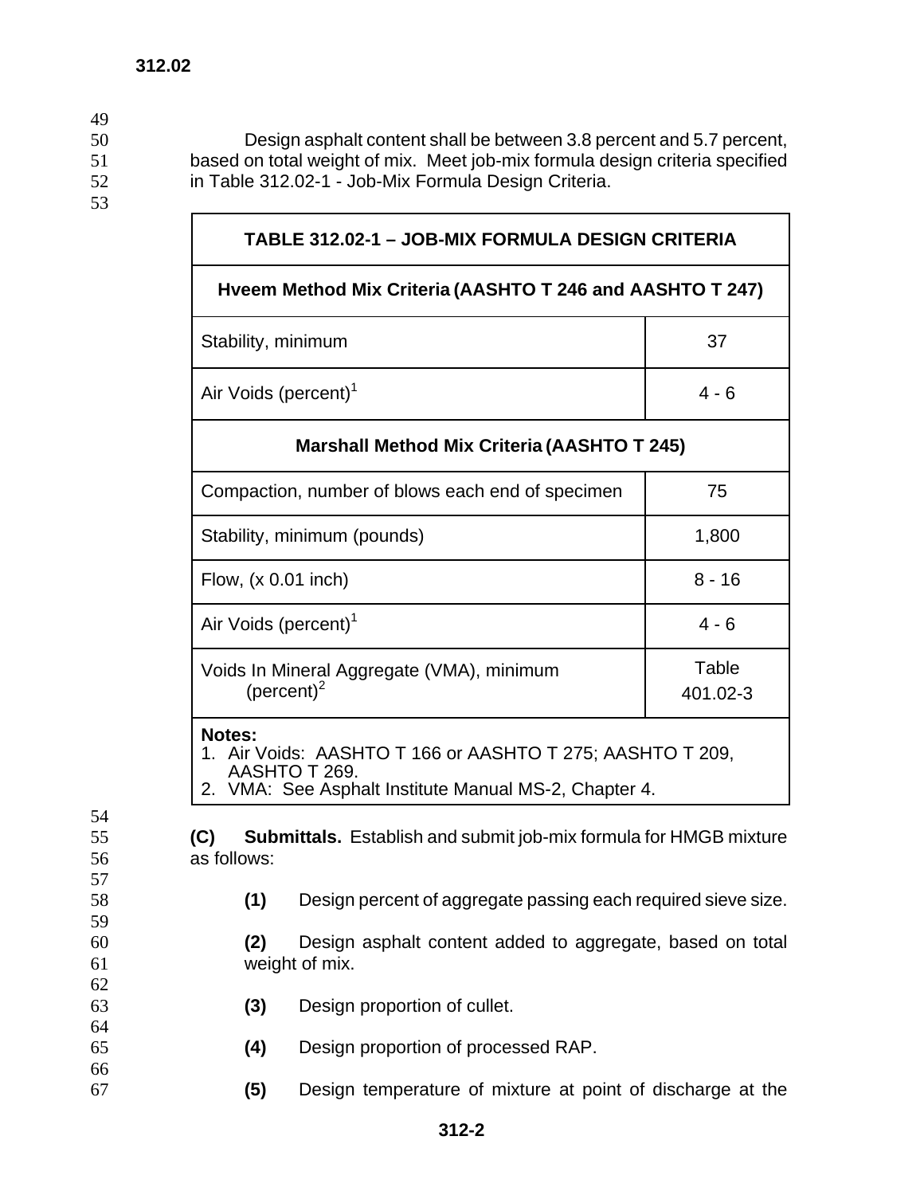Design asphalt content shall be between 3.8 percent and 5.7 percent, based on total weight of mix. Meet job-mix formula design criteria specified in Table 312.02-1 - Job-Mix Formula Design Criteria.

| TABLE 312.02-1 – JOB-MIX FORMULA DESIGN CRITERIA | |
|---|---|
| **Hveem Method Mix Criteria (AASHTO T 246 and AASHTO T 247)** | |
| Stability, minimum | 37 |
| Air Voids (percent)[1] | 4 - 6 |
| **Marshall Method Mix Criteria (AASHTO T 245)** | |
| Compaction, number of blows each end of specimen | 75 |
| Stability, minimum (pounds) | 1,800 |
| Flow, (x 0.01 inch) | 8 - 16 |
| Air Voids (percent)[1] | 4 - 6 |
| Voids In Mineral Aggregate (VMA), minimum (percent)[2] | Table 401.02-3 |

**Notes:**
1. Air Voids: AASHTO T 166 or AASHTO T 275; AASHTO T 209, AASHTO T 269.
2. VMA: See Asphalt Institute Manual MS-2, Chapter 4.

**(C) Submittals.** Establish and submit job-mix formula for HMGB mixture as follows:

**(1)** Design percent of aggregate passing each required sieve size.

**(2)** Design asphalt content added to aggregate, based on total weight of mix.

**(3)** Design proportion of cullet.

**(4)** Design proportion of processed RAP.

**(5)** Design temperature of mixture at point of discharge at the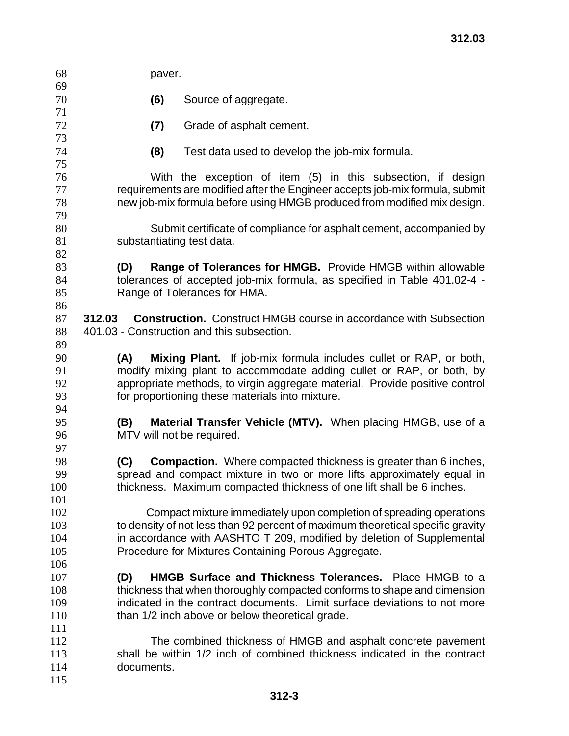paver.

**(6)** Source of aggregate.

**(7)** Grade of asphalt cement.

**(8)** Test data used to develop the job-mix formula.

With the exception of item (5) in this subsection, if design requirements are modified after the Engineer accepts job-mix formula, submit new job-mix formula before using HMGB produced from modified mix design.

Submit certificate of compliance for asphalt cement, accompanied by substantiating test data.

**(D) Range of Tolerances for HMGB.** Provide HMGB within allowable tolerances of accepted job-mix formula, as specified in Table 401.02-4 - Range of Tolerances for HMA.

**312.03 Construction.** Construct HMGB course in accordance with Subsection 401.03 - Construction and this subsection.

**(A) Mixing Plant.** If job-mix formula includes cullet or RAP, or both, modify mixing plant to accommodate adding cullet or RAP, or both, by appropriate methods, to virgin aggregate material. Provide positive control for proportioning these materials into mixture.

**(B) Material Transfer Vehicle (MTV).** When placing HMGB, use of a MTV will not be required.

**(C) Compaction.** Where compacted thickness is greater than 6 inches, spread and compact mixture in two or more lifts approximately equal in thickness. Maximum compacted thickness of one lift shall be 6 inches.

Compact mixture immediately upon completion of spreading operations to density of not less than 92 percent of maximum theoretical specific gravity in accordance with AASHTO T 209, modified by deletion of Supplemental Procedure for Mixtures Containing Porous Aggregate.

**(D) HMGB Surface and Thickness Tolerances.** Place HMGB to a thickness that when thoroughly compacted conforms to shape and dimension indicated in the contract documents. Limit surface deviations to not more than 1/2 inch above or below theoretical grade.

The combined thickness of HMGB and asphalt concrete pavement shall be within 1/2 inch of combined thickness indicated in the contract documents.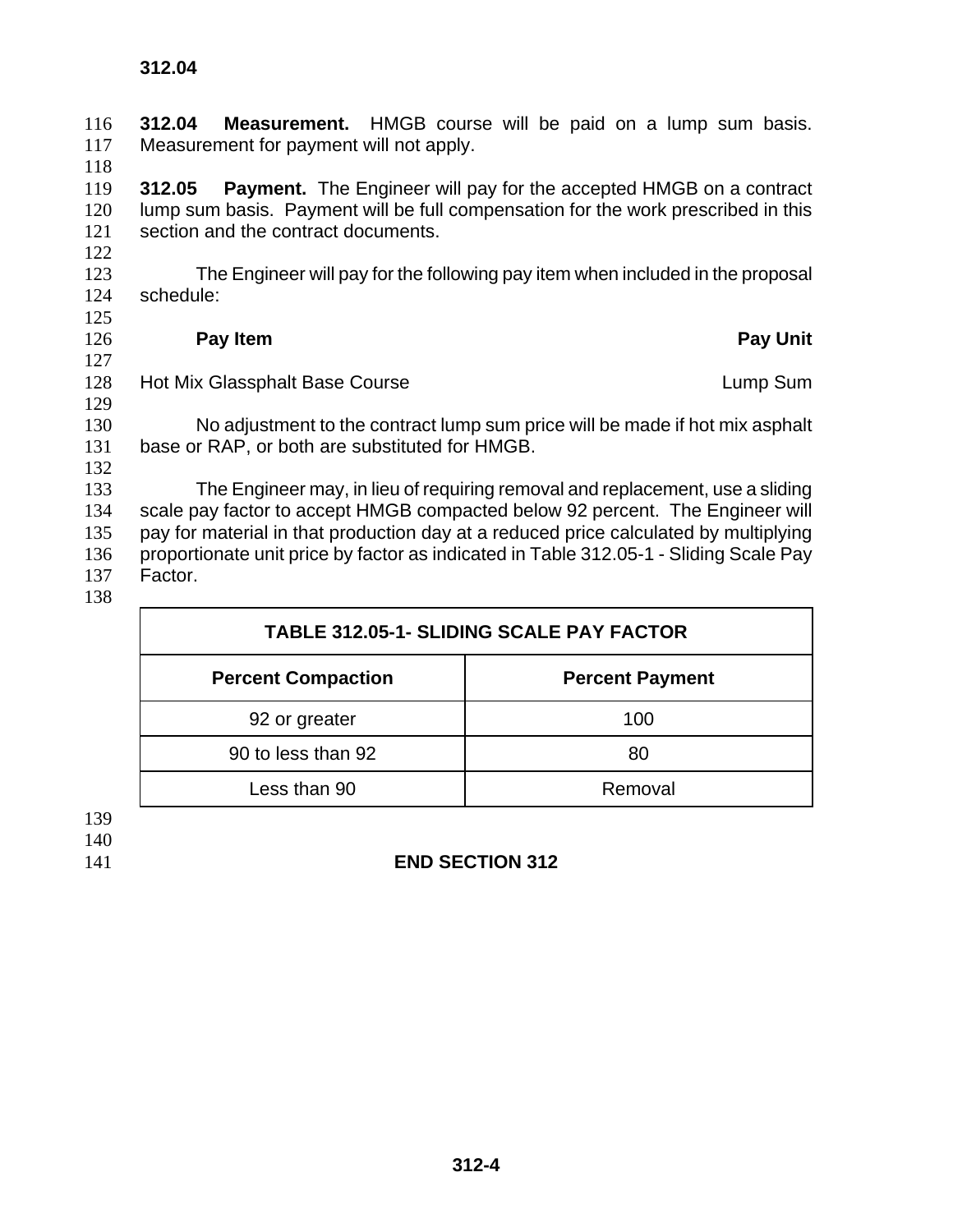**312.04 Measurement.** HMGB course will be paid on a lump sum basis. Measurement for payment will not apply.

**312.05 Payment.** The Engineer will pay for the accepted HMGB on a contract lump sum basis. Payment will be full compensation for the work prescribed in this section and the contract documents.

The Engineer will pay for the following pay item when included in the proposal schedule:

| **Pay Item** | **Pay Unit** |
|---|---|
| Hot Mix Glassphalt Base Course | Lump Sum |

No adjustment to the contract lump sum price will be made if hot mix asphalt base or RAP, or both are substituted for HMGB.

The Engineer may, in lieu of requiring removal and replacement, use a sliding scale pay factor to accept HMGB compacted below 92 percent. The Engineer will pay for material in that production day at a reduced price calculated by multiplying proportionate unit price by factor as indicated in Table 312.05-1 - Sliding Scale Pay Factor.

**TABLE 312.05-1- SLIDING SCALE PAY FACTOR**

| Percent Compaction | Percent Payment |
|---|---|
| 92 or greater | 100 |
| 90 to less than 92 | 80 |
| Less than 90 | Removal |

**END SECTION 312**